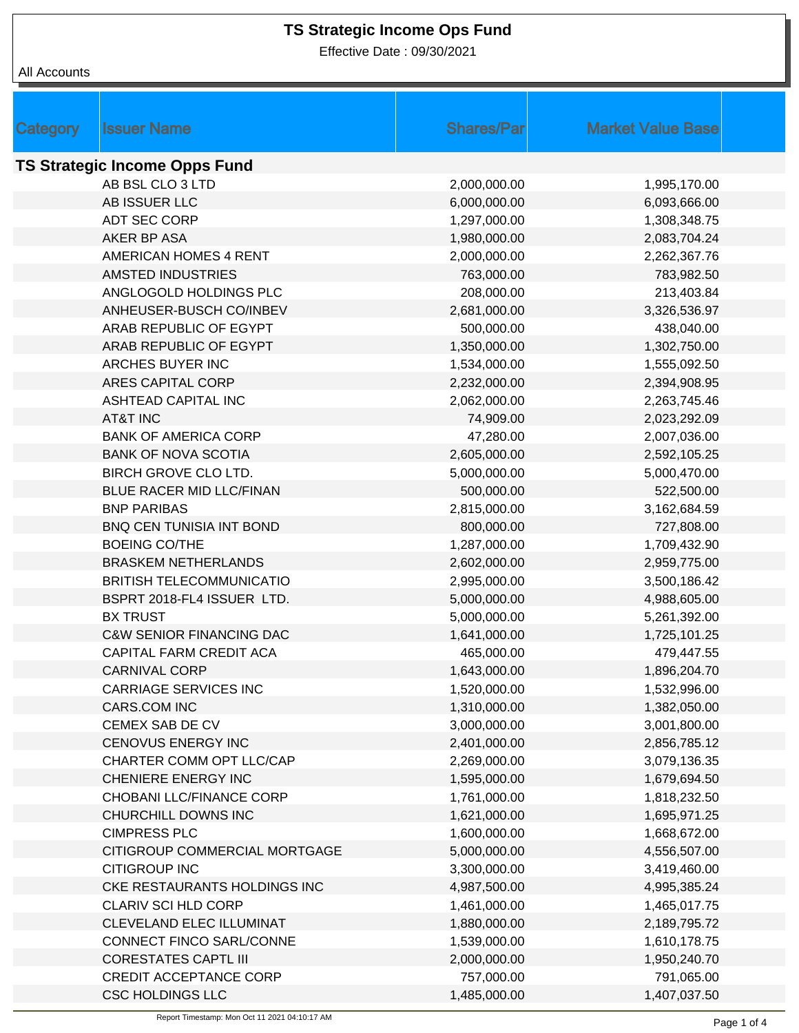# TS Strategic Income Ops Fund

Effective Date : 09/30/2021

All Accounts

| Category | Issuer Name | Shares/Par | Market Value Base |
|---|---|---|---|
| **TS Strategic Income Opps Fund** | | | |
| | AB BSL CLO 3 LTD | 2,000,000.00 | 1,995,170.00 |
| | AB ISSUER LLC | 6,000,000.00 | 6,093,666.00 |
| | ADT SEC CORP | 1,297,000.00 | 1,308,348.75 |
| | AKER BP ASA | 1,980,000.00 | 2,083,704.24 |
| | AMERICAN HOMES 4 RENT | 2,000,000.00 | 2,262,367.76 |
| | AMSTED INDUSTRIES | 763,000.00 | 783,982.50 |
| | ANGLOGOLD HOLDINGS PLC | 208,000.00 | 213,403.84 |
| | ANHEUSER-BUSCH CO/INBEV | 2,681,000.00 | 3,326,536.97 |
| | ARAB REPUBLIC OF EGYPT | 500,000.00 | 438,040.00 |
| | ARAB REPUBLIC OF EGYPT | 1,350,000.00 | 1,302,750.00 |
| | ARCHES BUYER INC | 1,534,000.00 | 1,555,092.50 |
| | ARES CAPITAL CORP | 2,232,000.00 | 2,394,908.95 |
| | ASHTEAD CAPITAL INC | 2,062,000.00 | 2,263,745.46 |
| | AT&T INC | 74,909.00 | 2,023,292.09 |
| | BANK OF AMERICA CORP | 47,280.00 | 2,007,036.00 |
| | BANK OF NOVA SCOTIA | 2,605,000.00 | 2,592,105.25 |
| | BIRCH GROVE CLO LTD. | 5,000,000.00 | 5,000,470.00 |
| | BLUE RACER MID LLC/FINAN | 500,000.00 | 522,500.00 |
| | BNP PARIBAS | 2,815,000.00 | 3,162,684.59 |
| | BNQ CEN TUNISIA INT BOND | 800,000.00 | 727,808.00 |
| | BOEING CO/THE | 1,287,000.00 | 1,709,432.90 |
| | BRASKEM NETHERLANDS | 2,602,000.00 | 2,959,775.00 |
| | BRITISH TELECOMMUNICATIO | 2,995,000.00 | 3,500,186.42 |
| | BSPRT 2018-FL4 ISSUER LTD. | 5,000,000.00 | 4,988,605.00 |
| | BX TRUST | 5,000,000.00 | 5,261,392.00 |
| | C&W SENIOR FINANCING DAC | 1,641,000.00 | 1,725,101.25 |
| | CAPITAL FARM CREDIT ACA | 465,000.00 | 479,447.55 |
| | CARNIVAL CORP | 1,643,000.00 | 1,896,204.70 |
| | CARRIAGE SERVICES INC | 1,520,000.00 | 1,532,996.00 |
| | CARS.COM INC | 1,310,000.00 | 1,382,050.00 |
| | CEMEX SAB DE CV | 3,000,000.00 | 3,001,800.00 |
| | CENOVUS ENERGY INC | 2,401,000.00 | 2,856,785.12 |
| | CHARTER COMM OPT LLC/CAP | 2,269,000.00 | 3,079,136.35 |
| | CHENIERE ENERGY INC | 1,595,000.00 | 1,679,694.50 |
| | CHOBANI LLC/FINANCE CORP | 1,761,000.00 | 1,818,232.50 |
| | CHURCHILL DOWNS INC | 1,621,000.00 | 1,695,971.25 |
| | CIMPRESS PLC | 1,600,000.00 | 1,668,672.00 |
| | CITIGROUP COMMERCIAL MORTGAGE | 5,000,000.00 | 4,556,507.00 |
| | CITIGROUP INC | 3,300,000.00 | 3,419,460.00 |
| | CKE RESTAURANTS HOLDINGS INC | 4,987,500.00 | 4,995,385.24 |
| | CLARIV SCI HLD CORP | 1,461,000.00 | 1,465,017.75 |
| | CLEVELAND ELEC ILLUMINAT | 1,880,000.00 | 2,189,795.72 |
| | CONNECT FINCO SARL/CONNE | 1,539,000.00 | 1,610,178.75 |
| | CORESTATES CAPTL III | 2,000,000.00 | 1,950,240.70 |
| | CREDIT ACCEPTANCE CORP | 757,000.00 | 791,065.00 |
| | CSC HOLDINGS LLC | 1,485,000.00 | 1,407,037.50 |

Report Timestamp: Mon Oct 11 2021 04:10:17 AM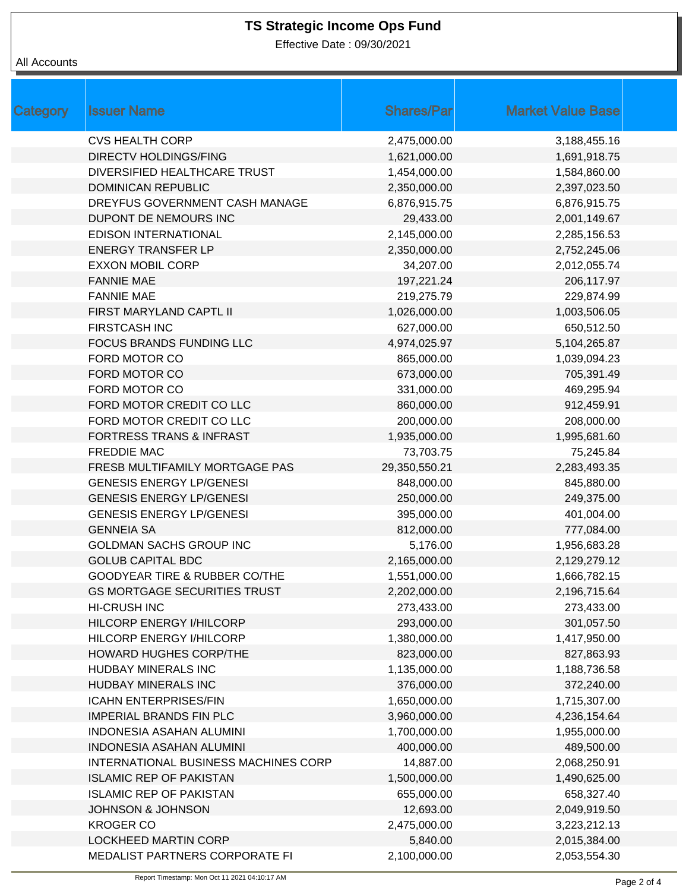# TS Strategic Income Ops Fund

Effective Date : 09/30/2021

All Accounts

| Category | Issuer Name | Shares/Par | Market Value Base |
|---|---|---|---|
| | CVS HEALTH CORP | 2,475,000.00 | 3,188,455.16 |
| | DIRECTV HOLDINGS/FING | 1,621,000.00 | 1,691,918.75 |
| | DIVERSIFIED HEALTHCARE TRUST | 1,454,000.00 | 1,584,860.00 |
| | DOMINICAN REPUBLIC | 2,350,000.00 | 2,397,023.50 |
| | DREYFUS GOVERNMENT CASH MANAGE | 6,876,915.75 | 6,876,915.75 |
| | DUPONT DE NEMOURS INC | 29,433.00 | 2,001,149.67 |
| | EDISON INTERNATIONAL | 2,145,000.00 | 2,285,156.53 |
| | ENERGY TRANSFER LP | 2,350,000.00 | 2,752,245.06 |
| | EXXON MOBIL CORP | 34,207.00 | 2,012,055.74 |
| | FANNIE MAE | 197,221.24 | 206,117.97 |
| | FANNIE MAE | 219,275.79 | 229,874.99 |
| | FIRST MARYLAND CAPTL II | 1,026,000.00 | 1,003,506.05 |
| | FIRSTCASH INC | 627,000.00 | 650,512.50 |
| | FOCUS BRANDS FUNDING LLC | 4,974,025.97 | 5,104,265.87 |
| | FORD MOTOR CO | 865,000.00 | 1,039,094.23 |
| | FORD MOTOR CO | 673,000.00 | 705,391.49 |
| | FORD MOTOR CO | 331,000.00 | 469,295.94 |
| | FORD MOTOR CREDIT CO LLC | 860,000.00 | 912,459.91 |
| | FORD MOTOR CREDIT CO LLC | 200,000.00 | 208,000.00 |
| | FORTRESS TRANS & INFRAST | 1,935,000.00 | 1,995,681.60 |
| | FREDDIE MAC | 73,703.75 | 75,245.84 |
| | FRESB MULTIFAMILY MORTGAGE PAS | 29,350,550.21 | 2,283,493.35 |
| | GENESIS ENERGY LP/GENESI | 848,000.00 | 845,880.00 |
| | GENESIS ENERGY LP/GENESI | 250,000.00 | 249,375.00 |
| | GENESIS ENERGY LP/GENESI | 395,000.00 | 401,004.00 |
| | GENNEIA SA | 812,000.00 | 777,084.00 |
| | GOLDMAN SACHS GROUP INC | 5,176.00 | 1,956,683.28 |
| | GOLUB CAPITAL BDC | 2,165,000.00 | 2,129,279.12 |
| | GOODYEAR TIRE & RUBBER CO/THE | 1,551,000.00 | 1,666,782.15 |
| | GS MORTGAGE SECURITIES TRUST | 2,202,000.00 | 2,196,715.64 |
| | HI-CRUSH INC | 273,433.00 | 273,433.00 |
| | HILCORP ENERGY I/HILCORP | 293,000.00 | 301,057.50 |
| | HILCORP ENERGY I/HILCORP | 1,380,000.00 | 1,417,950.00 |
| | HOWARD HUGHES CORP/THE | 823,000.00 | 827,863.93 |
| | HUDBAY MINERALS INC | 1,135,000.00 | 1,188,736.58 |
| | HUDBAY MINERALS INC | 376,000.00 | 372,240.00 |
| | ICAHN ENTERPRISES/FIN | 1,650,000.00 | 1,715,307.00 |
| | IMPERIAL BRANDS FIN PLC | 3,960,000.00 | 4,236,154.64 |
| | INDONESIA ASAHAN ALUMINI | 1,700,000.00 | 1,955,000.00 |
| | INDONESIA ASAHAN ALUMINI | 400,000.00 | 489,500.00 |
| | INTERNATIONAL BUSINESS MACHINES CORP | 14,887.00 | 2,068,250.91 |
| | ISLAMIC REP OF PAKISTAN | 1,500,000.00 | 1,490,625.00 |
| | ISLAMIC REP OF PAKISTAN | 655,000.00 | 658,327.40 |
| | JOHNSON & JOHNSON | 12,693.00 | 2,049,919.50 |
| | KROGER CO | 2,475,000.00 | 3,223,212.13 |
| | LOCKHEED MARTIN CORP | 5,840.00 | 2,015,384.00 |
| | MEDALIST PARTNERS CORPORATE FI | 2,100,000.00 | 2,053,554.30 |

Report Timestamp: Mon Oct 11 2021 04:10:17 AM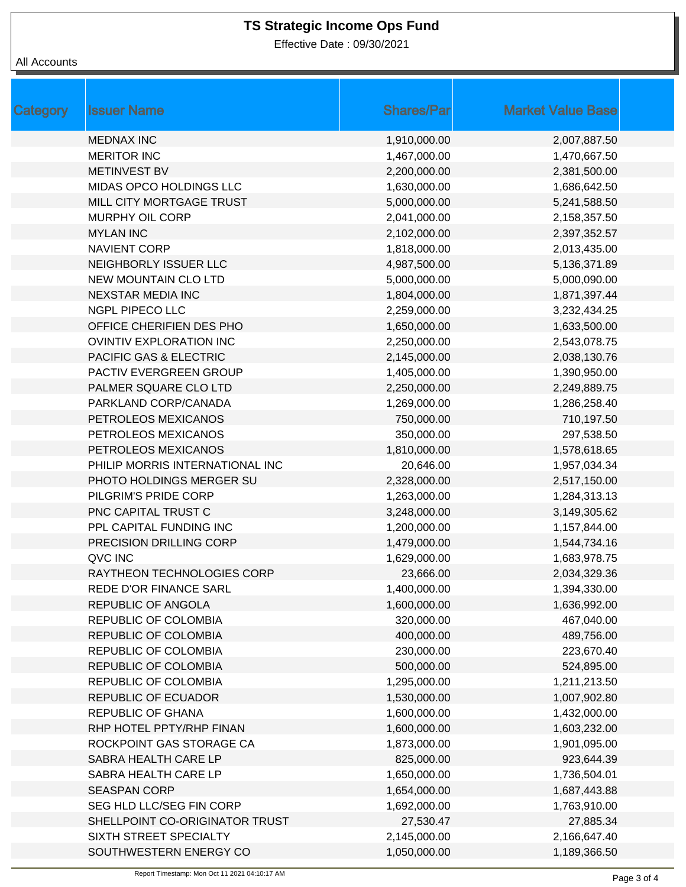# TS Strategic Income Ops Fund

Effective Date : 09/30/2021

All Accounts

| Category | Issuer Name | Shares/Par | Market Value Base |
|---|---|---|---|
| | MEDNAX INC | 1,910,000.00 | 2,007,887.50 |
| | MERITOR INC | 1,467,000.00 | 1,470,667.50 |
| | METINVEST BV | 2,200,000.00 | 2,381,500.00 |
| | MIDAS OPCO HOLDINGS LLC | 1,630,000.00 | 1,686,642.50 |
| | MILL CITY MORTGAGE TRUST | 5,000,000.00 | 5,241,588.50 |
| | MURPHY OIL CORP | 2,041,000.00 | 2,158,357.50 |
| | MYLAN INC | 2,102,000.00 | 2,397,352.57 |
| | NAVIENT CORP | 1,818,000.00 | 2,013,435.00 |
| | NEIGHBORLY ISSUER LLC | 4,987,500.00 | 5,136,371.89 |
| | NEW MOUNTAIN CLO LTD | 5,000,000.00 | 5,000,090.00 |
| | NEXSTAR MEDIA INC | 1,804,000.00 | 1,871,397.44 |
| | NGPL PIPECO LLC | 2,259,000.00 | 3,232,434.25 |
| | OFFICE CHERIFIEN DES PHO | 1,650,000.00 | 1,633,500.00 |
| | OVINTIV EXPLORATION INC | 2,250,000.00 | 2,543,078.75 |
| | PACIFIC GAS & ELECTRIC | 2,145,000.00 | 2,038,130.76 |
| | PACTIV EVERGREEN GROUP | 1,405,000.00 | 1,390,950.00 |
| | PALMER SQUARE CLO LTD | 2,250,000.00 | 2,249,889.75 |
| | PARKLAND CORP/CANADA | 1,269,000.00 | 1,286,258.40 |
| | PETROLEOS MEXICANOS | 750,000.00 | 710,197.50 |
| | PETROLEOS MEXICANOS | 350,000.00 | 297,538.50 |
| | PETROLEOS MEXICANOS | 1,810,000.00 | 1,578,618.65 |
| | PHILIP MORRIS INTERNATIONAL INC | 20,646.00 | 1,957,034.34 |
| | PHOTO HOLDINGS MERGER SU | 2,328,000.00 | 2,517,150.00 |
| | PILGRIM'S PRIDE CORP | 1,263,000.00 | 1,284,313.13 |
| | PNC CAPITAL TRUST C | 3,248,000.00 | 3,149,305.62 |
| | PPL CAPITAL FUNDING INC | 1,200,000.00 | 1,157,844.00 |
| | PRECISION DRILLING CORP | 1,479,000.00 | 1,544,734.16 |
| | QVC INC | 1,629,000.00 | 1,683,978.75 |
| | RAYTHEON TECHNOLOGIES CORP | 23,666.00 | 2,034,329.36 |
| | REDE D'OR FINANCE SARL | 1,400,000.00 | 1,394,330.00 |
| | REPUBLIC OF ANGOLA | 1,600,000.00 | 1,636,992.00 |
| | REPUBLIC OF COLOMBIA | 320,000.00 | 467,040.00 |
| | REPUBLIC OF COLOMBIA | 400,000.00 | 489,756.00 |
| | REPUBLIC OF COLOMBIA | 230,000.00 | 223,670.40 |
| | REPUBLIC OF COLOMBIA | 500,000.00 | 524,895.00 |
| | REPUBLIC OF COLOMBIA | 1,295,000.00 | 1,211,213.50 |
| | REPUBLIC OF ECUADOR | 1,530,000.00 | 1,007,902.80 |
| | REPUBLIC OF GHANA | 1,600,000.00 | 1,432,000.00 |
| | RHP HOTEL PPTY/RHP FINAN | 1,600,000.00 | 1,603,232.00 |
| | ROCKPOINT GAS STORAGE CA | 1,873,000.00 | 1,901,095.00 |
| | SABRA HEALTH CARE LP | 825,000.00 | 923,644.39 |
| | SABRA HEALTH CARE LP | 1,650,000.00 | 1,736,504.01 |
| | SEASPAN CORP | 1,654,000.00 | 1,687,443.88 |
| | SEG HLD LLC/SEG FIN CORP | 1,692,000.00 | 1,763,910.00 |
| | SHELLPOINT CO-ORIGINATOR TRUST | 27,530.47 | 27,885.34 |
| | SIXTH STREET SPECIALTY | 2,145,000.00 | 2,166,647.40 |
| | SOUTHWESTERN ENERGY CO | 1,050,000.00 | 1,189,366.50 |

Report Timestamp: Mon Oct 11 2021 04:10:17 AM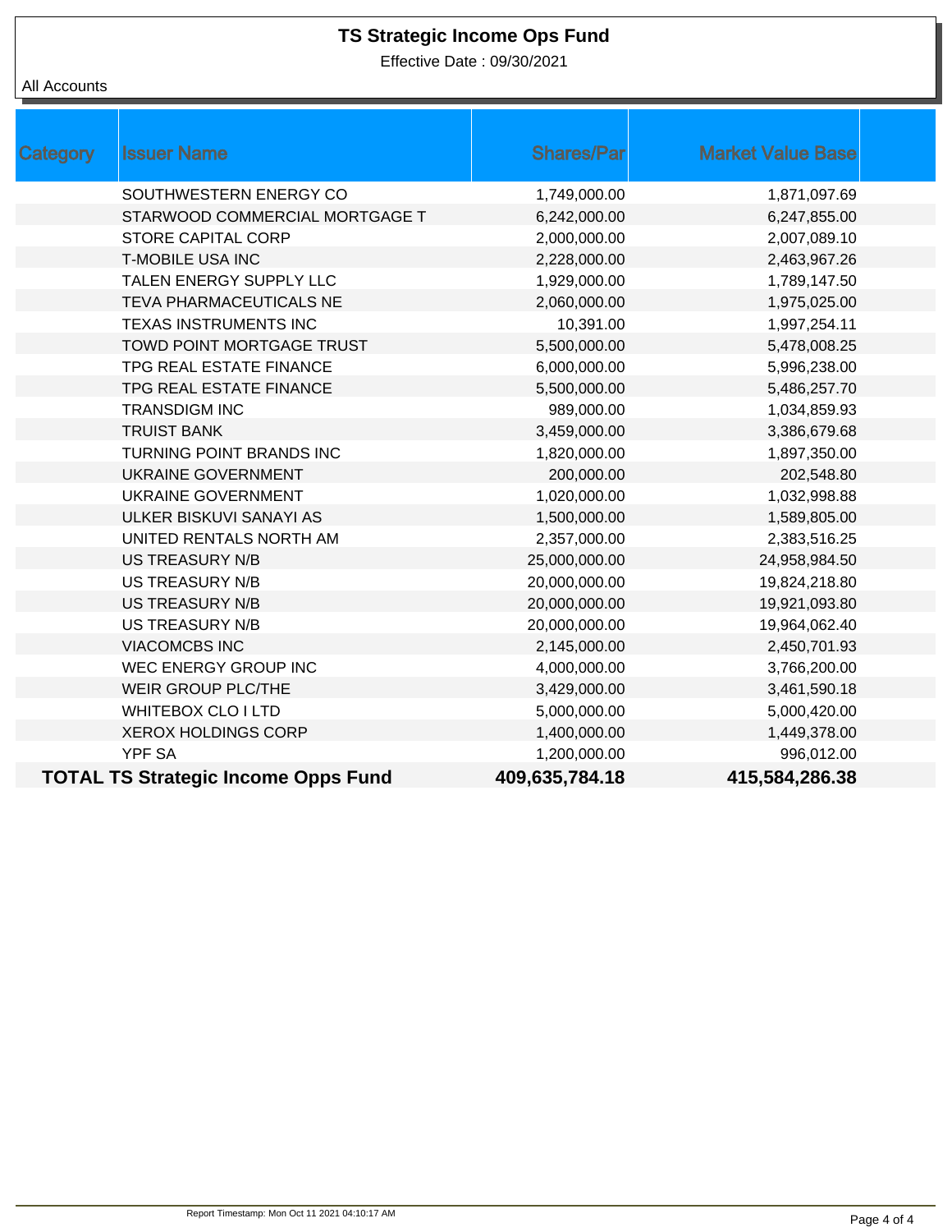# TS Strategic Income Ops Fund

Effective Date : 09/30/2021

All Accounts

| Category | Issuer Name | Shares/Par | Market Value Base |
|---|---|---|---|
| | SOUTHWESTERN ENERGY CO | 1,749,000.00 | 1,871,097.69 |
| | STARWOOD COMMERCIAL MORTGAGE T | 6,242,000.00 | 6,247,855.00 |
| | STORE CAPITAL CORP | 2,000,000.00 | 2,007,089.10 |
| | T-MOBILE USA INC | 2,228,000.00 | 2,463,967.26 |
| | TALEN ENERGY SUPPLY LLC | 1,929,000.00 | 1,789,147.50 |
| | TEVA PHARMACEUTICALS NE | 2,060,000.00 | 1,975,025.00 |
| | TEXAS INSTRUMENTS INC | 10,391.00 | 1,997,254.11 |
| | TOWD POINT MORTGAGE TRUST | 5,500,000.00 | 5,478,008.25 |
| | TPG REAL ESTATE FINANCE | 6,000,000.00 | 5,996,238.00 |
| | TPG REAL ESTATE FINANCE | 5,500,000.00 | 5,486,257.70 |
| | TRANSDIGM INC | 989,000.00 | 1,034,859.93 |
| | TRUIST BANK | 3,459,000.00 | 3,386,679.68 |
| | TURNING POINT BRANDS INC | 1,820,000.00 | 1,897,350.00 |
| | UKRAINE GOVERNMENT | 200,000.00 | 202,548.80 |
| | UKRAINE GOVERNMENT | 1,020,000.00 | 1,032,998.88 |
| | ULKER BISKUVI SANAYI AS | 1,500,000.00 | 1,589,805.00 |
| | UNITED RENTALS NORTH AM | 2,357,000.00 | 2,383,516.25 |
| | US TREASURY N/B | 25,000,000.00 | 24,958,984.50 |
| | US TREASURY N/B | 20,000,000.00 | 19,824,218.80 |
| | US TREASURY N/B | 20,000,000.00 | 19,921,093.80 |
| | US TREASURY N/B | 20,000,000.00 | 19,964,062.40 |
| | VIACOMCBS INC | 2,145,000.00 | 2,450,701.93 |
| | WEC ENERGY GROUP INC | 4,000,000.00 | 3,766,200.00 |
| | WEIR GROUP PLC/THE | 3,429,000.00 | 3,461,590.18 |
| | WHITEBOX CLO I LTD | 5,000,000.00 | 5,000,420.00 |
| | XEROX HOLDINGS CORP | 1,400,000.00 | 1,449,378.00 |
| | YPF SA | 1,200,000.00 | 996,012.00 |
| **TOTAL TS Strategic Income Opps Fund** | | **409,635,784.18** | **415,584,286.38** |

Report Timestamp: Mon Oct 11 2021 04:10:17 AM